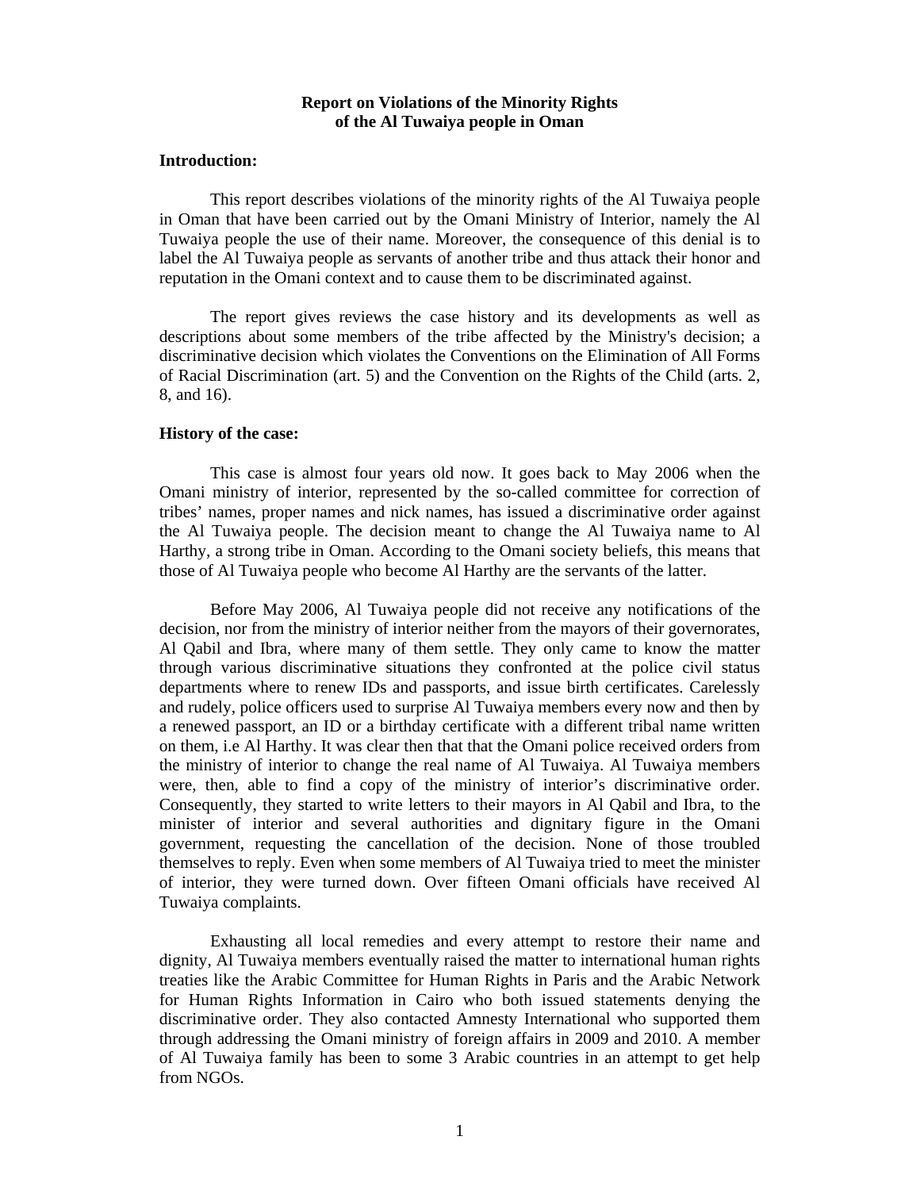**Report on Violations of the Minority Rights of the Al Tuwaiya people in Oman**

**Introduction:**

This report describes violations of the minority rights of the Al Tuwaiya people in Oman that have been carried out by the Omani Ministry of Interior, namely the Al Tuwaiya people the use of their name. Moreover, the consequence of this denial is to label the Al Tuwaiya people as servants of another tribe and thus attack their honor and reputation in the Omani context and to cause them to be discriminated against.

The report gives reviews the case history and its developments as well as descriptions about some members of the tribe affected by the Ministry's decision; a discriminative decision which violates the Conventions on the Elimination of All Forms of Racial Discrimination (art. 5) and the Convention on the Rights of the Child (arts. 2, 8, and 16).

**History of the case:**

This case is almost four years old now. It goes back to May 2006 when the Omani ministry of interior, represented by the so-called committee for correction of tribes' names, proper names and nick names, has issued a discriminative order against the Al Tuwaiya people. The decision meant to change the Al Tuwaiya name to Al Harthy, a strong tribe in Oman. According to the Omani society beliefs, this means that those of Al Tuwaiya people who become Al Harthy are the servants of the latter.

Before May 2006, Al Tuwaiya people did not receive any notifications of the decision, nor from the ministry of interior neither from the mayors of their governorates, Al Qabil and Ibra, where many of them settle. They only came to know the matter through various discriminative situations they confronted at the police civil status departments where to renew IDs and passports, and issue birth certificates. Carelessly and rudely, police officers used to surprise Al Tuwaiya members every now and then by a renewed passport, an ID or a birthday certificate with a different tribal name written on them, i.e Al Harthy. It was clear then that that the Omani police received orders from the ministry of interior to change the real name of Al Tuwaiya. Al Tuwaiya members were, then, able to find a copy of the ministry of interior's discriminative order. Consequently, they started to write letters to their mayors in Al Qabil and Ibra, to the minister of interior and several authorities and dignitary figure in the Omani government, requesting the cancellation of the decision. None of those troubled themselves to reply. Even when some members of Al Tuwaiya tried to meet the minister of interior, they were turned down. Over fifteen Omani officials have received Al Tuwaiya complaints.

Exhausting all local remedies and every attempt to restore their name and dignity, Al Tuwaiya members eventually raised the matter to international human rights treaties like the Arabic Committee for Human Rights in Paris and the Arabic Network for Human Rights Information in Cairo who both issued statements denying the discriminative order. They also contacted Amnesty International who supported them through addressing the Omani ministry of foreign affairs in 2009 and 2010. A member of Al Tuwaiya family has been to some 3 Arabic countries in an attempt to get help from NGOs.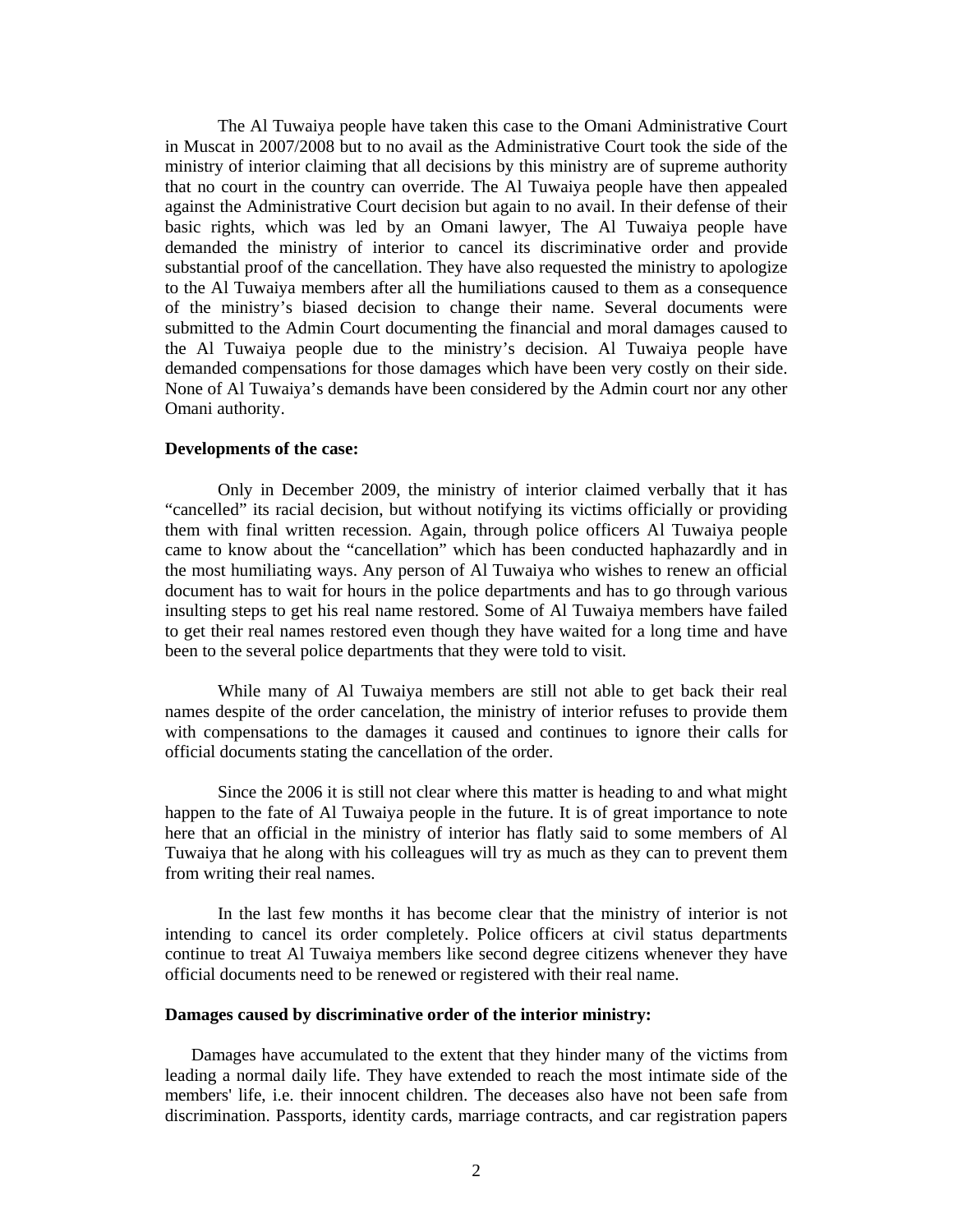The Al Tuwaiya people have taken this case to the Omani Administrative Court in Muscat in 2007/2008 but to no avail as the Administrative Court took the side of the ministry of interior claiming that all decisions by this ministry are of supreme authority that no court in the country can override. The Al Tuwaiya people have then appealed against the Administrative Court decision but again to no avail. In their defense of their basic rights, which was led by an Omani lawyer, The Al Tuwaiya people have demanded the ministry of interior to cancel its discriminative order and provide substantial proof of the cancellation. They have also requested the ministry to apologize to the Al Tuwaiya members after all the humiliations caused to them as a consequence of the ministry's biased decision to change their name. Several documents were submitted to the Admin Court documenting the financial and moral damages caused to the Al Tuwaiya people due to the ministry's decision. Al Tuwaiya people have demanded compensations for those damages which have been very costly on their side. None of Al Tuwaiya's demands have been considered by the Admin court nor any other Omani authority.

**Developments of the case:**

Only in December 2009, the ministry of interior claimed verbally that it has "cancelled" its racial decision, but without notifying its victims officially or providing them with final written recession. Again, through police officers Al Tuwaiya people came to know about the "cancellation" which has been conducted haphazardly and in the most humiliating ways. Any person of Al Tuwaiya who wishes to renew an official document has to wait for hours in the police departments and has to go through various insulting steps to get his real name restored. Some of Al Tuwaiya members have failed to get their real names restored even though they have waited for a long time and have been to the several police departments that they were told to visit.

While many of Al Tuwaiya members are still not able to get back their real names despite of the order cancelation, the ministry of interior refuses to provide them with compensations to the damages it caused and continues to ignore their calls for official documents stating the cancellation of the order.

Since the 2006 it is still not clear where this matter is heading to and what might happen to the fate of Al Tuwaiya people in the future. It is of great importance to note here that an official in the ministry of interior has flatly said to some members of Al Tuwaiya that he along with his colleagues will try as much as they can to prevent them from writing their real names.

In the last few months it has become clear that the ministry of interior is not intending to cancel its order completely. Police officers at civil status departments continue to treat Al Tuwaiya members like second degree citizens whenever they have official documents need to be renewed or registered with their real name.

**Damages caused by discriminative order of the interior ministry:**

Damages have accumulated to the extent that they hinder many of the victims from leading a normal daily life. They have extended to reach the most intimate side of the members' life, i.e. their innocent children. The deceases also have not been safe from discrimination. Passports, identity cards, marriage contracts, and car registration papers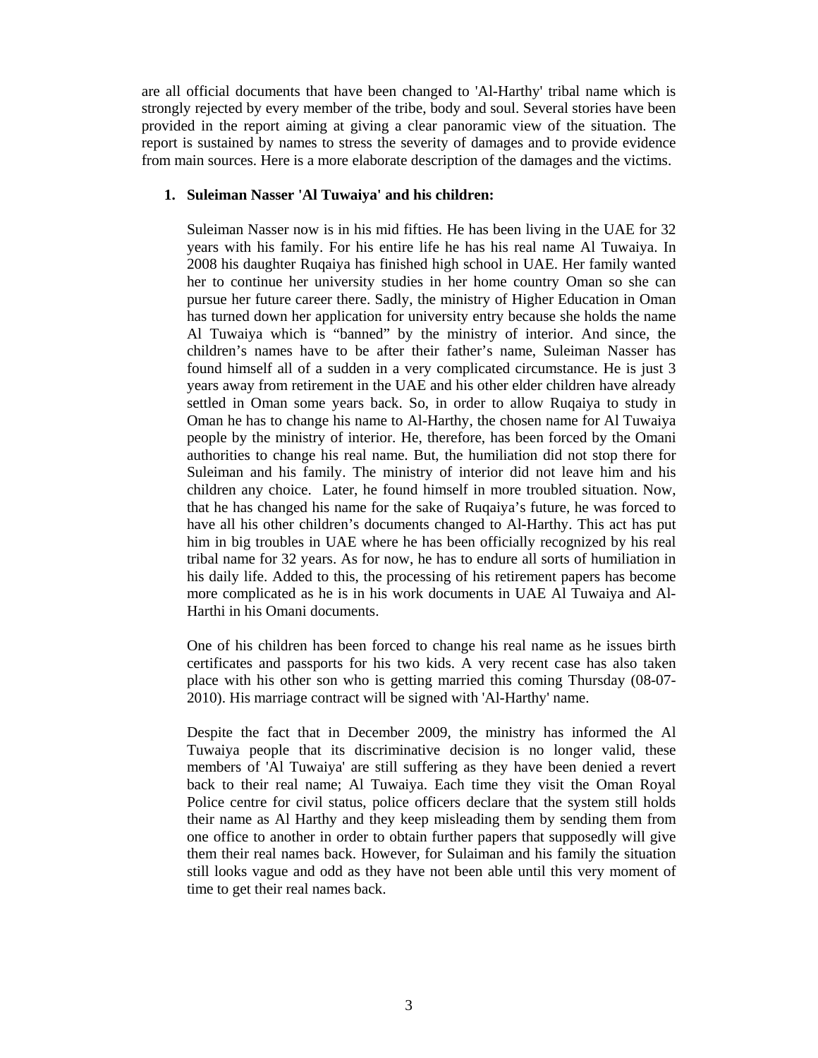are all official documents that have been changed to 'Al-Harthy' tribal name which is strongly rejected by every member of the tribe, body and soul. Several stories have been provided in the report aiming at giving a clear panoramic view of the situation. The report is sustained by names to stress the severity of damages and to provide evidence from main sources. Here is a more elaborate description of the damages and the victims.

1. **Suleiman Nasser 'Al Tuwaiya' and his children:**

   Suleiman Nasser now is in his mid fifties. He has been living in the UAE for 32 years with his family. For his entire life he has his real name Al Tuwaiya. In 2008 his daughter Ruqaiya has finished high school in UAE. Her family wanted her to continue her university studies in her home country Oman so she can pursue her future career there. Sadly, the ministry of Higher Education in Oman has turned down her application for university entry because she holds the name Al Tuwaiya which is "banned" by the ministry of interior. And since, the children's names have to be after their father's name, Suleiman Nasser has found himself all of a sudden in a very complicated circumstance. He is just 3 years away from retirement in the UAE and his other elder children have already settled in Oman some years back. So, in order to allow Ruqaiya to study in Oman he has to change his name to Al-Harthy, the chosen name for Al Tuwaiya people by the ministry of interior. He, therefore, has been forced by the Omani authorities to change his real name. But, the humiliation did not stop there for Suleiman and his family. The ministry of interior did not leave him and his children any choice. Later, he found himself in more troubled situation. Now, that he has changed his name for the sake of Ruqaiya's future, he was forced to have all his other children's documents changed to Al-Harthy. This act has put him in big troubles in UAE where he has been officially recognized by his real tribal name for 32 years. As for now, he has to endure all sorts of humiliation in his daily life. Added to this, the processing of his retirement papers has become more complicated as he is in his work documents in UAE Al Tuwaiya and Al-Harthi in his Omani documents.

   One of his children has been forced to change his real name as he issues birth certificates and passports for his two kids. A very recent case has also taken place with his other son who is getting married this coming Thursday (08-07-2010). His marriage contract will be signed with 'Al-Harthy' name.

   Despite the fact that in December 2009, the ministry has informed the Al Tuwaiya people that its discriminative decision is no longer valid, these members of 'Al Tuwaiya' are still suffering as they have been denied a revert back to their real name; Al Tuwaiya. Each time they visit the Oman Royal Police centre for civil status, police officers declare that the system still holds their name as Al Harthy and they keep misleading them by sending them from one office to another in order to obtain further papers that supposedly will give them their real names back. However, for Sulaiman and his family the situation still looks vague and odd as they have not been able until this very moment of time to get their real names back.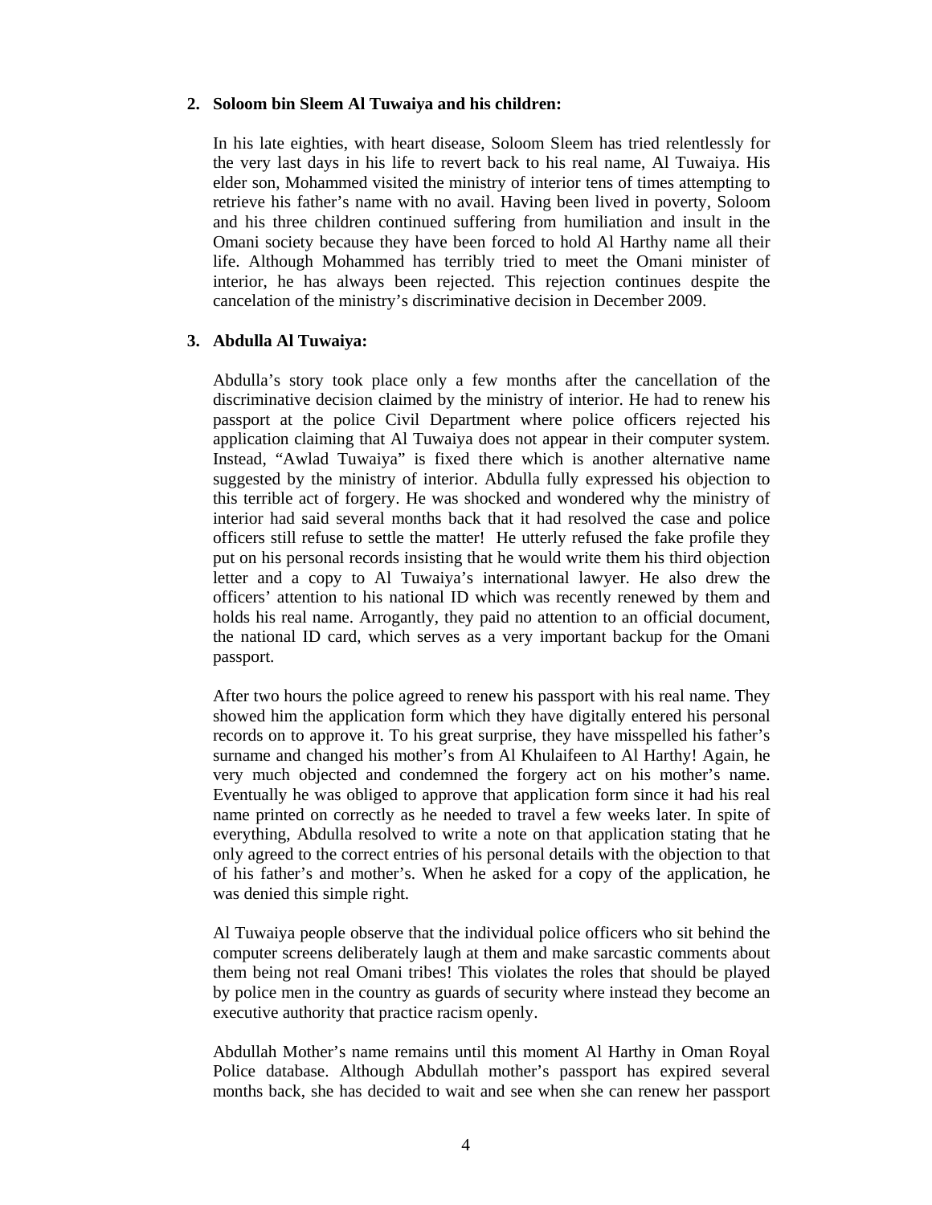2. **Soloom bin Sleem Al Tuwaiya and his children:**

   In his late eighties, with heart disease, Soloom Sleem has tried relentlessly for the very last days in his life to revert back to his real name, Al Tuwaiya. His elder son, Mohammed visited the ministry of interior tens of times attempting to retrieve his father's name with no avail. Having been lived in poverty, Soloom and his three children continued suffering from humiliation and insult in the Omani society because they have been forced to hold Al Harthy name all their life. Although Mohammed has terribly tried to meet the Omani minister of interior, he has always been rejected. This rejection continues despite the cancelation of the ministry's discriminative decision in December 2009.

3. **Abdulla Al Tuwaiya:**

   Abdulla's story took place only a few months after the cancellation of the discriminative decision claimed by the ministry of interior. He had to renew his passport at the police Civil Department where police officers rejected his application claiming that Al Tuwaiya does not appear in their computer system. Instead, "Awlad Tuwaiya" is fixed there which is another alternative name suggested by the ministry of interior. Abdulla fully expressed his objection to this terrible act of forgery. He was shocked and wondered why the ministry of interior had said several months back that it had resolved the case and police officers still refuse to settle the matter! He utterly refused the fake profile they put on his personal records insisting that he would write them his third objection letter and a copy to Al Tuwaiya's international lawyer. He also drew the officers' attention to his national ID which was recently renewed by them and holds his real name. Arrogantly, they paid no attention to an official document, the national ID card, which serves as a very important backup for the Omani passport.

   After two hours the police agreed to renew his passport with his real name. They showed him the application form which they have digitally entered his personal records on to approve it. To his great surprise, they have misspelled his father's surname and changed his mother's from Al Khulaifeen to Al Harthy! Again, he very much objected and condemned the forgery act on his mother's name. Eventually he was obliged to approve that application form since it had his real name printed on correctly as he needed to travel a few weeks later. In spite of everything, Abdulla resolved to write a note on that application stating that he only agreed to the correct entries of his personal details with the objection to that of his father's and mother's. When he asked for a copy of the application, he was denied this simple right.

   Al Tuwaiya people observe that the individual police officers who sit behind the computer screens deliberately laugh at them and make sarcastic comments about them being not real Omani tribes! This violates the roles that should be played by police men in the country as guards of security where instead they become an executive authority that practice racism openly.

   Abdullah Mother's name remains until this moment Al Harthy in Oman Royal Police database. Although Abdullah mother's passport has expired several months back, she has decided to wait and see when she can renew her passport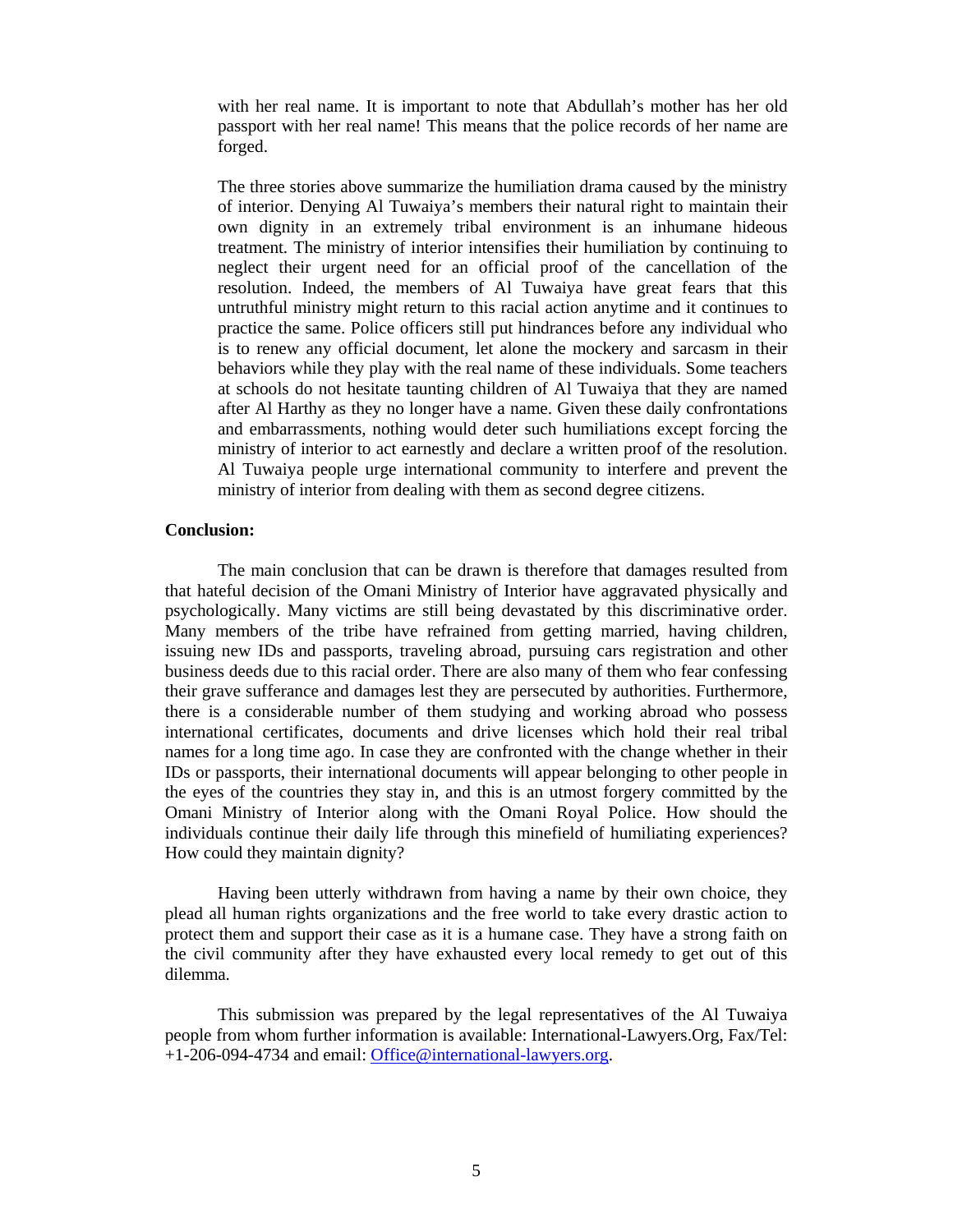with her real name. It is important to note that Abdullah's mother has her old passport with her real name! This means that the police records of her name are forged.

The three stories above summarize the humiliation drama caused by the ministry of interior. Denying Al Tuwaiya's members their natural right to maintain their own dignity in an extremely tribal environment is an inhumane hideous treatment. The ministry of interior intensifies their humiliation by continuing to neglect their urgent need for an official proof of the cancellation of the resolution. Indeed, the members of Al Tuwaiya have great fears that this untruthful ministry might return to this racial action anytime and it continues to practice the same. Police officers still put hindrances before any individual who is to renew any official document, let alone the mockery and sarcasm in their behaviors while they play with the real name of these individuals. Some teachers at schools do not hesitate taunting children of Al Tuwaiya that they are named after Al Harthy as they no longer have a name. Given these daily confrontations and embarrassments, nothing would deter such humiliations except forcing the ministry of interior to act earnestly and declare a written proof of the resolution. Al Tuwaiya people urge international community to interfere and prevent the ministry of interior from dealing with them as second degree citizens.

**Conclusion:**

The main conclusion that can be drawn is therefore that damages resulted from that hateful decision of the Omani Ministry of Interior have aggravated physically and psychologically. Many victims are still being devastated by this discriminative order. Many members of the tribe have refrained from getting married, having children, issuing new IDs and passports, traveling abroad, pursuing cars registration and other business deeds due to this racial order. There are also many of them who fear confessing their grave sufferance and damages lest they are persecuted by authorities. Furthermore, there is a considerable number of them studying and working abroad who possess international certificates, documents and drive licenses which hold their real tribal names for a long time ago. In case they are confronted with the change whether in their IDs or passports, their international documents will appear belonging to other people in the eyes of the countries they stay in, and this is an utmost forgery committed by the Omani Ministry of Interior along with the Omani Royal Police. How should the individuals continue their daily life through this minefield of humiliating experiences? How could they maintain dignity?

Having been utterly withdrawn from having a name by their own choice, they plead all human rights organizations and the free world to take every drastic action to protect them and support their case as it is a humane case. They have a strong faith on the civil community after they have exhausted every local remedy to get out of this dilemma.

This submission was prepared by the legal representatives of the Al Tuwaiya people from whom further information is available: International-Lawyers.Org, Fax/Tel: +1-206-094-4734 and email: Office@international-lawyers.org.